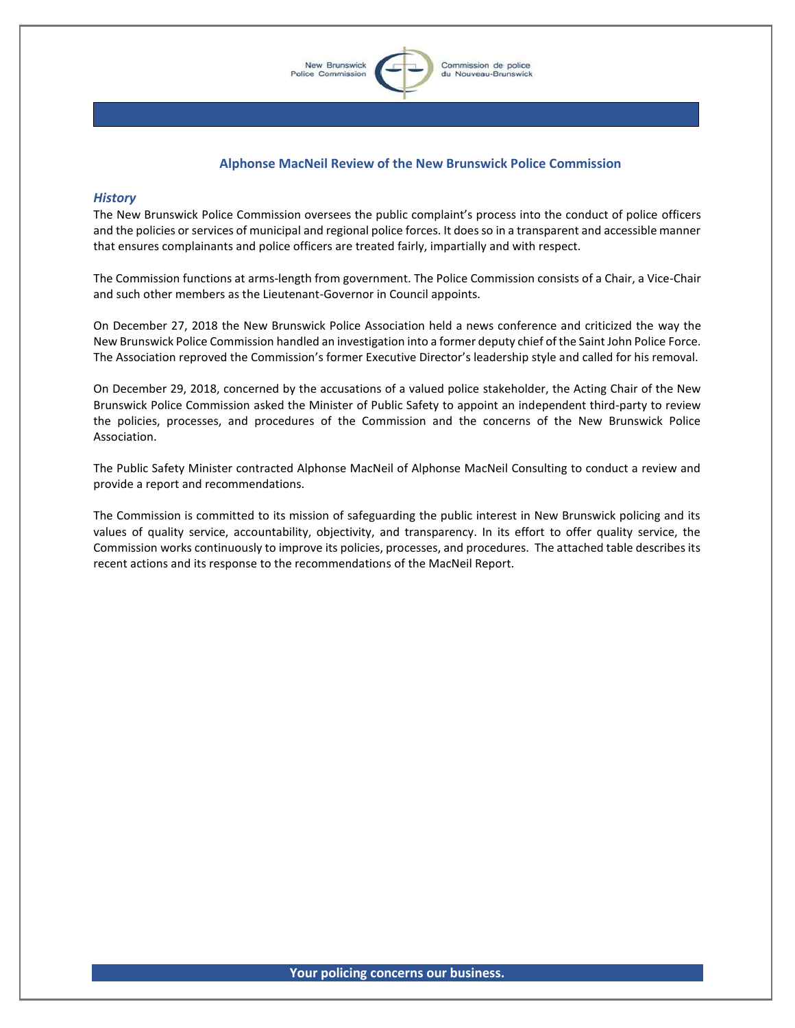## Alphonse MacNeil Review of the New Brunswick Police Commission

### *History*

The New Brunswick Police Commission oversees the public complaint's process into the conduct of police officers and the policies or services of municipal and regional police forces. It does so in a transparent and accessible manner that ensures complainants and police officers are treated fairly, impartially and with respect.

The Commission functions at arms-length from government. The Police Commission consists of a Chair, a Vice-Chair and such other members as the Lieutenant-Governor in Council appoints.

On December 27, 2018 the New Brunswick Police Association held a news conference and criticized the way the New Brunswick Police Commission handled an investigation into a former deputy chief of the Saint John Police Force. The Association reproved the Commission's former Executive Director's leadership style and called for his removal.

On December 29, 2018, concerned by the accusations of a valued police stakeholder, the Acting Chair of the New Brunswick Police Commission asked the Minister of Public Safety to appoint an independent third-party to review the policies, processes, and procedures of the Commission and the concerns of the New Brunswick Police Association.

The Public Safety Minister contracted Alphonse MacNeil of Alphonse MacNeil Consulting to conduct a review and provide a report and recommendations.

The Commission is committed to its mission of safeguarding the public interest in New Brunswick policing and its values of quality service, accountability, objectivity, and transparency. In its effort to offer quality service, the Commission works continuously to improve its policies, processes, and procedures. The attached table describes its recent actions and its response to the recommendations of the MacNeil Report.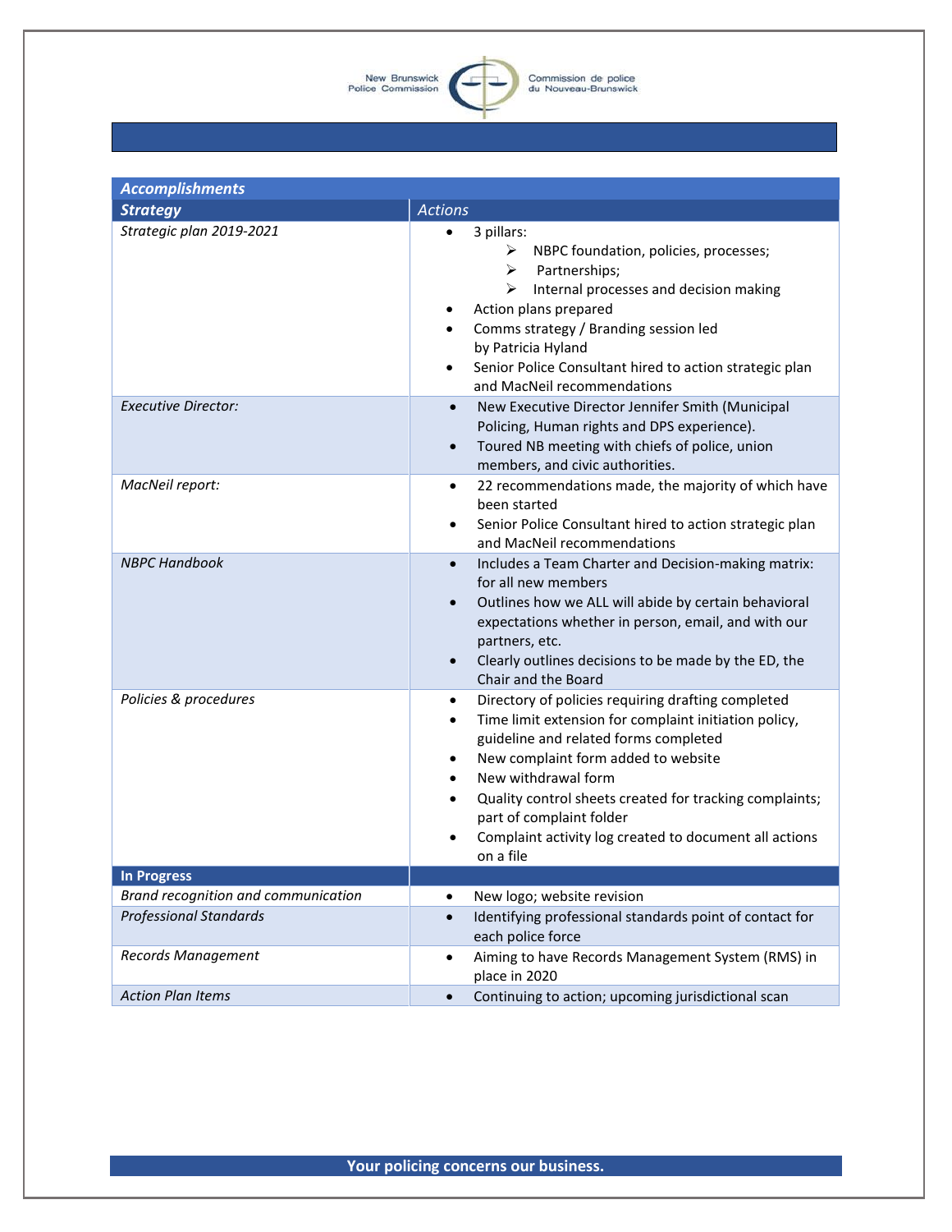New Brunswick Police Commission | Commission de police du Nouveau-Brunswick

| ***Accomplishments*** | |
|---|---|
| ***Strategy*** | *Actions* |
| *Strategic plan 2019-2021* | • 3 pillars:<br>➢ NBPC foundation, policies, processes;<br>➢ Partnerships;<br>➢ Internal processes and decision making<br>• Action plans prepared<br>• Comms strategy / Branding session led by Patricia Hyland<br>• Senior Police Consultant hired to action strategic plan and MacNeil recommendations |
| *Executive Director:* | • New Executive Director Jennifer Smith (Municipal Policing, Human rights and DPS experience).<br>• Toured NB meeting with chiefs of police, union members, and civic authorities. |
| *MacNeil report:* | • 22 recommendations made, the majority of which have been started<br>• Senior Police Consultant hired to action strategic plan and MacNeil recommendations |
| *NBPC Handbook* | • Includes a Team Charter and Decision-making matrix: for all new members<br>• Outlines how we ALL will abide by certain behavioral expectations whether in person, email, and with our partners, etc.<br>• Clearly outlines decisions to be made by the ED, the Chair and the Board |
| *Policies & procedures* | • Directory of policies requiring drafting completed<br>• Time limit extension for complaint initiation policy, guideline and related forms completed<br>• New complaint form added to website<br>• New withdrawal form<br>• Quality control sheets created for tracking complaints; part of complaint folder<br>• Complaint activity log created to document all actions on a file |
| **In Progress** | |
| *Brand recognition and communication* | • New logo; website revision |
| *Professional Standards* | • Identifying professional standards point of contact for each police force |
| *Records Management* | • Aiming to have Records Management System (RMS) in place in 2020 |
| *Action Plan Items* | • Continuing to action; upcoming jurisdictional scan |

**Your policing concerns our business.**